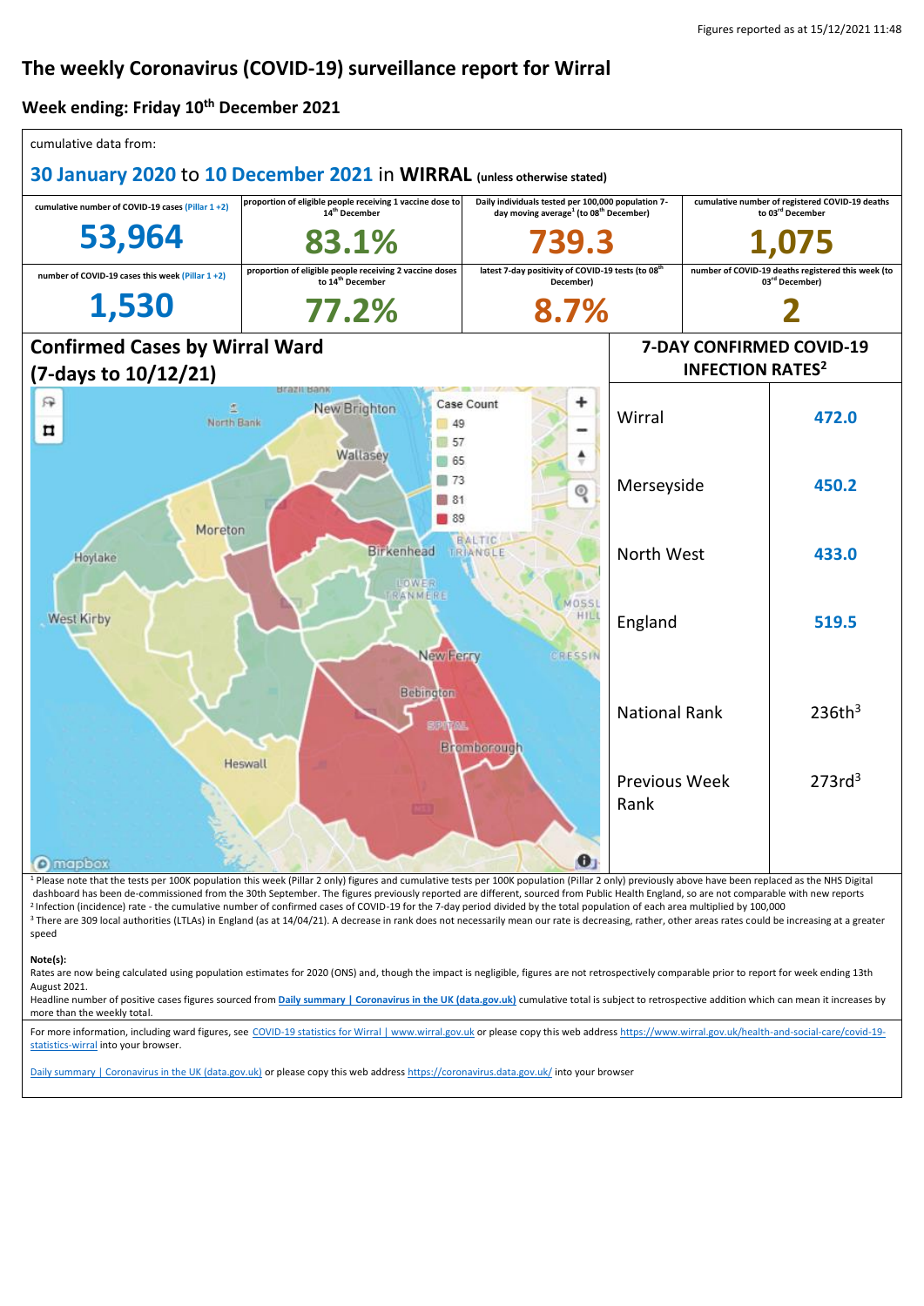Figures reported as at 15/12/2021 11:48

# The weekly Coronavirus (COVID-19) surveillance report for Wirral

## Week ending: Friday 10th December 2021

cumulative data from:

**30 January 2020 to 10 December 2021 in WIRRAL** (unless otherwise stated)

| cumulative number of COVID-19 cases (Pillar 1 +2) | proportion of eligible people receiving 1 vaccine dose to 14th December | Daily individuals tested per 100,000 population 7-day moving average[1] (to 08th December) | cumulative number of registered COVID-19 deaths to 03rd December |
|---|---|---|---|
| **53,964** | **83.1%** | **739.3** | **1,075** |
| **number of COVID-19 cases this week (Pillar 1 +2)** | **proportion of eligible people receiving 2 vaccine doses to 14th December** | **latest 7-day positivity of COVID-19 tests (to 08th December)** | **number of COVID-19 deaths registered this week (to 03rd December)** |
| **1,530** | **77.2%** | **8.7%** | **2** |

## Confirmed Cases by Wirral Ward (7-days to 10/12/21)

Case Count: 49, 57, 65, 73, 81, 89

## 7-DAY CONFIRMED COVID-19 INFECTION RATES[2]

| Area | Rate |
|---|---|
| Wirral | 472.0 |
| Merseyside | 450.2 |
| North West | 433.0 |
| England | 519.5 |
| National Rank | 236th[3] |
| Previous Week Rank | 273rd[3] |

[1] Please note that the tests per 100K population this week (Pillar 2 only) figures and cumulative tests per 100K population (Pillar 2 only) previously above have been replaced as the NHS Digital dashboard has been de-commissioned from the 30th September. The figures previously reported are different, sourced from Public Health England, so are not comparable with new reports

[2] Infection (incidence) rate - the cumulative number of confirmed cases of COVID-19 for the 7-day period divided by the total population of each area multiplied by 100,000

[3] There are 309 local authorities (LTLAs) in England (as at 14/04/21). A decrease in rank does not necessarily mean our rate is decreasing, rather, other areas rates could be increasing at a greater speed

**Note(s):**

Rates are now being calculated using population estimates for 2020 (ONS) and, though the impact is negligible, figures are not retrospectively comparable prior to report for week ending 13th August 2021.

Headline number of positive cases figures sourced from **Daily summary | Coronavirus in the UK (data.gov.uk)** cumulative total is subject to retrospective addition which can mean it increases by more than the weekly total.

For more information, including ward figures, see COVID-19 statistics for Wirral | www.wirral.gov.uk or please copy this web address https://www.wirral.gov.uk/health-and-social-care/covid-19-statistics-wirral into your browser.

Daily summary | Coronavirus in the UK (data.gov.uk) or please copy this web address https://coronavirus.data.gov.uk/ into your browser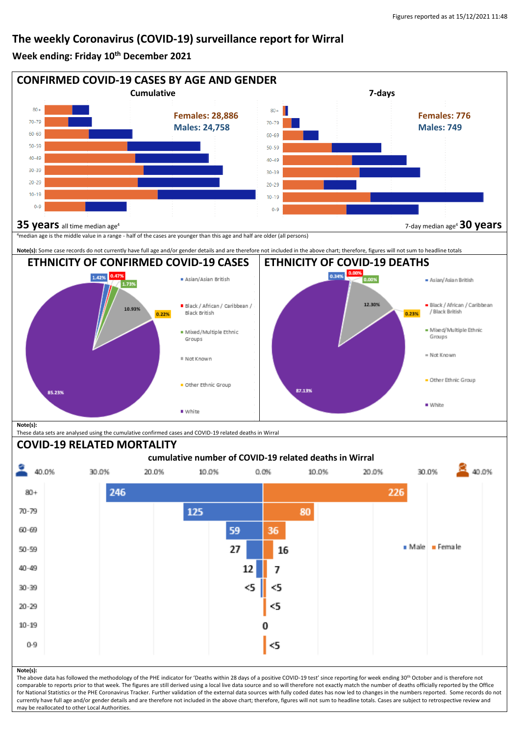Figures reported as at 15/12/2021 11:48

# The weekly Coronavirus (COVID-19) surveillance report for Wirral

## Week ending: Friday 10th December 2021

## CONFIRMED COVID-19 CASES BY AGE AND GENDER

**Cumulative**

Females: 28,886
Males: 24,758

**35 years** all time median age[4]

**7-days**

Females: 776
Males: 749

7-day median age[4] **30 years**

[4]median age is the middle value in a range - half of the cases are younger than this age and half are older (all persons)

**Note(s):** Some case records do not currently have full age and/or gender details and are therefore not included in the above chart; therefore, figures will not sum to headline totals

## ETHNICITY OF CONFIRMED COVID-19 CASES

| Ethnicity | % |
|---|---|
| Asian/Asian British | 1.42% |
| Black / African / Caribbean / Black British | 0.47% |
| Mixed/Multiple Ethnic Groups | 1.73% |
| Not Known | 10.93% |
| Other Ethnic Group | 0.22% |
| White | 85.23% |

## ETHNICITY OF COVID-19 DEATHS

| Ethnicity | % |
|---|---|
| Asian/Asian British | 0.34% |
| Black / African / Caribbean / Black British | 0.00% |
| Mixed/Multiple Ethnic Groups | 0.00% |
| Not Known | 12.30% |
| Other Ethnic Group | 0.23% |
| White | 87.13% |

**Note(s):**
These data sets are analysed using the cumulative confirmed cases and COVID-19 related deaths in Wirral

## COVID-19 RELATED MORTALITY

**cumulative number of COVID-19 related deaths in Wirral**

| Age | Male | Female |
|---|---|---|
| 80+ | 246 | 226 |
| 70-79 | 125 | 80 |
| 60-69 | 59 | 36 |
| 50-59 | 27 | 16 |
| 40-49 | 12 | 7 |
| 30-39 | <5 | <5 |
| 20-29 | | <5 |
| 10-19 | 0 | |
| 0-9 | | <5 |

**Note(s):**
The above data has followed the methodology of the PHE indicator for 'Deaths within 28 days of a positive COVID-19 test' since reporting for week ending 30th October and is therefore not comparable to reports prior to that week. The figures are still derived using a local live data source and so will therefore not exactly match the number of deaths officially reported by the Office for National Statistics or the PHE Coronavirus Tracker. Further validation of the external data sources with fully coded dates has now led to changes in the numbers reported. Some records do not currently have full age and/or gender details and are therefore not included in the above chart; therefore, figures will not sum to headline totals. Cases are subject to retrospective review and may be reallocated to other Local Authorities.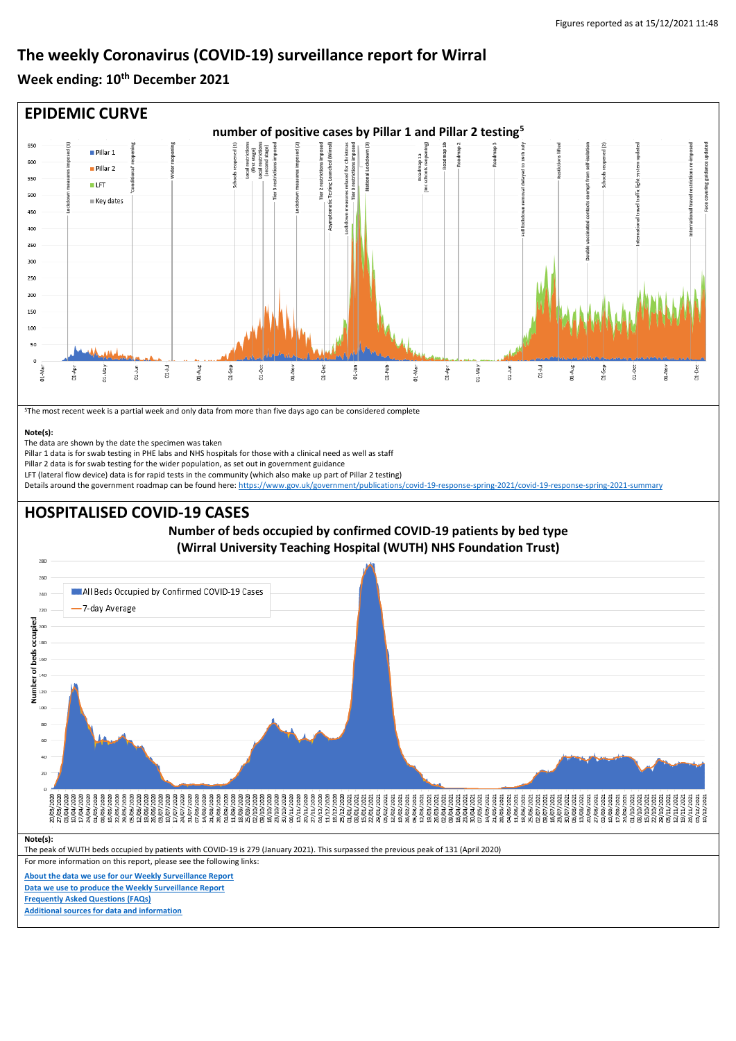Figures reported as at 15/12/2021 11:48

# The weekly Coronavirus (COVID-19) surveillance report for Wirral

## Week ending: 10th December 2021

## EPIDEMIC CURVE

### number of positive cases by Pillar 1 and Pillar 2 testing[5]

Pillar 1
Pillar 2
LFT
Key dates

Lockdown measures imposed (1)
'Conditional' reopening
Wider reopening
Schools reopened (1)
Local restrictions (first stage)
Local restrictions (second stage)
Tier 3 restrictions imposed
Lockdown measures imposed (2)
Tier 2 restrictions imposed
Asymptomatic Testing Launched (Wirral)
Lockdown measures relaxed for christmas
Tier 3 restrictions imposed
National Lockdown (3)
Roadmap 1a (inc schools reopening)
Roadmap 1b
Roadmap 2
Roadmap 3
Full lockdown removal delayed to 19th July
Restrictions lifted
Double vaccinated contacts exempt from self-isolation
Schools reopened (2)
International travel traffic light system updated
International travel restrictions re-imposed
Face covering guidance updated

0 50 100 150 200 250 300 350 400 450 500 550 600 650

01-Mar 01-Apr 01-May 01-Jun 01-Jul 01-Aug 01-Sep 01-Oct 01-Nov 01-Dec 01-Jan 01-Feb 01-Mar 01-Apr 01-May 01-Jun 01-Jul 01-Aug 01-Sep 01-Oct 01-Nov 01-Dec

[5]The most recent week is a partial week and only data from more than five days ago can be considered complete

**Note(s):**

The data are shown by the date the specimen was taken

Pillar 1 data is for swab testing in PHE labs and NHS hospitals for those with a clinical need as well as staff

Pillar 2 data is for swab testing for the wider population, as set out in government guidance

LFT (lateral flow device) data is for rapid tests in the community (which also make up part of Pillar 2 testing)

Details around the government roadmap can be found here: https://www.gov.uk/government/publications/covid-19-response-spring-2021/covid-19-response-spring-2021-summary

## HOSPITALISED COVID-19 CASES

### Number of beds occupied by confirmed COVID-19 patients by bed type (Wirral University Teaching Hospital (WUTH) NHS Foundation Trust)

All Beds Occupied by Confirmed COVID-19 Cases
7-day Average

Number of beds occupied

0 20 40 60 80 100 120 140 160 180 200 220 240 260 280

20/03/2020 ... 10/12/2021

**Note(s):**

The peak of WUTH beds occupied by patients with COVID-19 is 279 (January 2021). This surpassed the previous peak of 131 (April 2020)

For more information on this report, please see the following links:

**About the data we use for our Weekly Surveillance Report**

**Data we use to produce the Weekly Surveillance Report**

**Frequently Asked Questions (FAQs)**

**Additional sources for data and information**